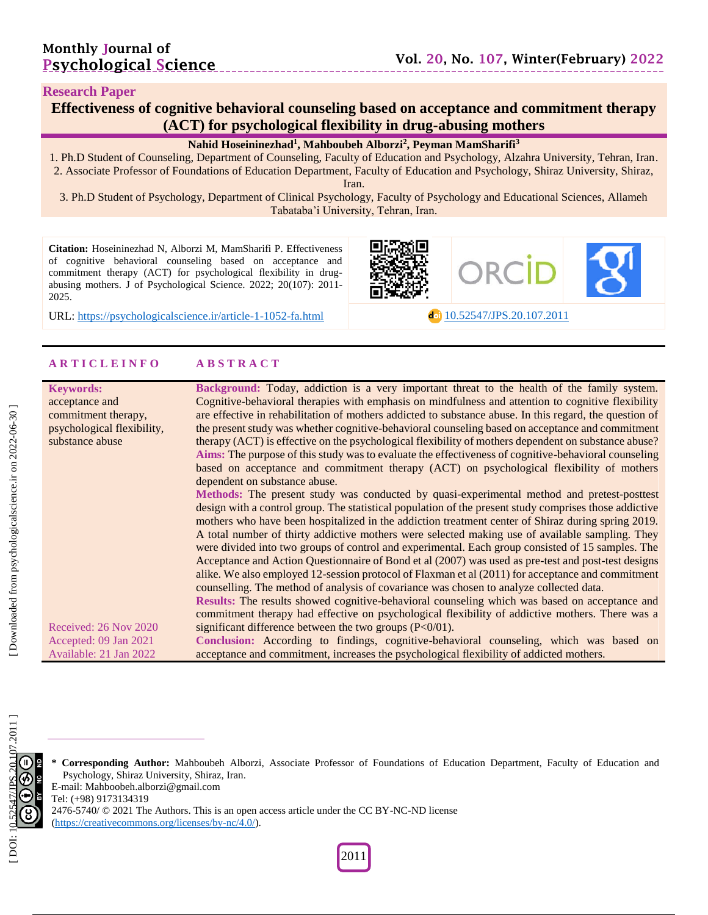Research Paper

# Effectiveness of cognitive behavioral counseling based on acceptance and commitment therapy (ACT) for psychological flexibility in drug-abusing mothers

**Nahid Hoseininezhad[1], Mahboubeh Alborzi[2], Peyman MamSharifi[3]**

1. Ph.D Student of Counseling, Department of Counseling, Faculty of Education and Psychology, Alzahra University, Tehran, Iran.
2. Associate Professor of Foundations of Education Department, Faculty of Education and Psychology, Shiraz University, Shiraz, Iran.
3. Ph.D Student of Psychology, Department of Clinical Psychology, Faculty of Psychology and Educational Sciences, Allameh Tabataba'i University, Tehran, Iran.

**Citation:** Hoseininezhad N, Alborzi M, MamSharifi P. Effectiveness of cognitive behavioral counseling based on acceptance and commitment therapy (ACT) for psychological flexibility in drug-abusing mothers. J of Psychological Science. 2022; 20(107): 2011-2025.

URL: https://psychologicalscience.ir/article-1-1052-fa.html

10.52547/JPS.20.107.2011

## ARTICLE INFO

**Keywords:**
acceptance and commitment therapy,
psychological flexibility,
substance abuse

Received: 26 Nov 2020
Accepted: 09 Jan 2021
Available: 21 Jan 2022

## ABSTRACT

**Background:** Today, addiction is a very important threat to the health of the family system. Cognitive-behavioral therapies with emphasis on mindfulness and attention to cognitive flexibility are effective in rehabilitation of mothers addicted to substance abuse. In this regard, the question of the present study was whether cognitive-behavioral counseling based on acceptance and commitment therapy (ACT) is effective on the psychological flexibility of mothers dependent on substance abuse?

**Aims:** The purpose of this study was to evaluate the effectiveness of cognitive-behavioral counseling based on acceptance and commitment therapy (ACT) on psychological flexibility of mothers dependent on substance abuse.

**Methods:** The present study was conducted by quasi-experimental method and pretest-posttest design with a control group. The statistical population of the present study comprises those addictive mothers who have been hospitalized in the addiction treatment center of Shiraz during spring 2019. A total number of thirty addictive mothers were selected making use of available sampling. They were divided into two groups of control and experimental. Each group consisted of 15 samples. The Acceptance and Action Questionnaire of Bond et al (2007) was used as pre-test and post-test designs alike. We also employed 12-session protocol of Flaxman et al (2011) for acceptance and commitment counselling. The method of analysis of covariance was chosen to analyze collected data.

**Results:** The results showed cognitive-behavioral counseling which was based on acceptance and commitment therapy had effective on psychological flexibility of addictive mothers. There was a significant difference between the two groups (P<0/01).

**Conclusion:** According to findings, cognitive-behavioral counseling, which was based on acceptance and commitment, increases the psychological flexibility of addicted mothers.

---

**\* Corresponding Author:** Mahboubeh Alborzi, Associate Professor of Foundations of Education Department, Faculty of Education and Psychology, Shiraz University, Shiraz, Iran.
E-mail: Mahboobeh.alborzi@gmail.com
Tel: (+98) 9173134319
2476-5740/ © 2021 The Authors. This is an open access article under the CC BY-NC-ND license (https://creativecommons.org/licenses/by-nc/4.0/).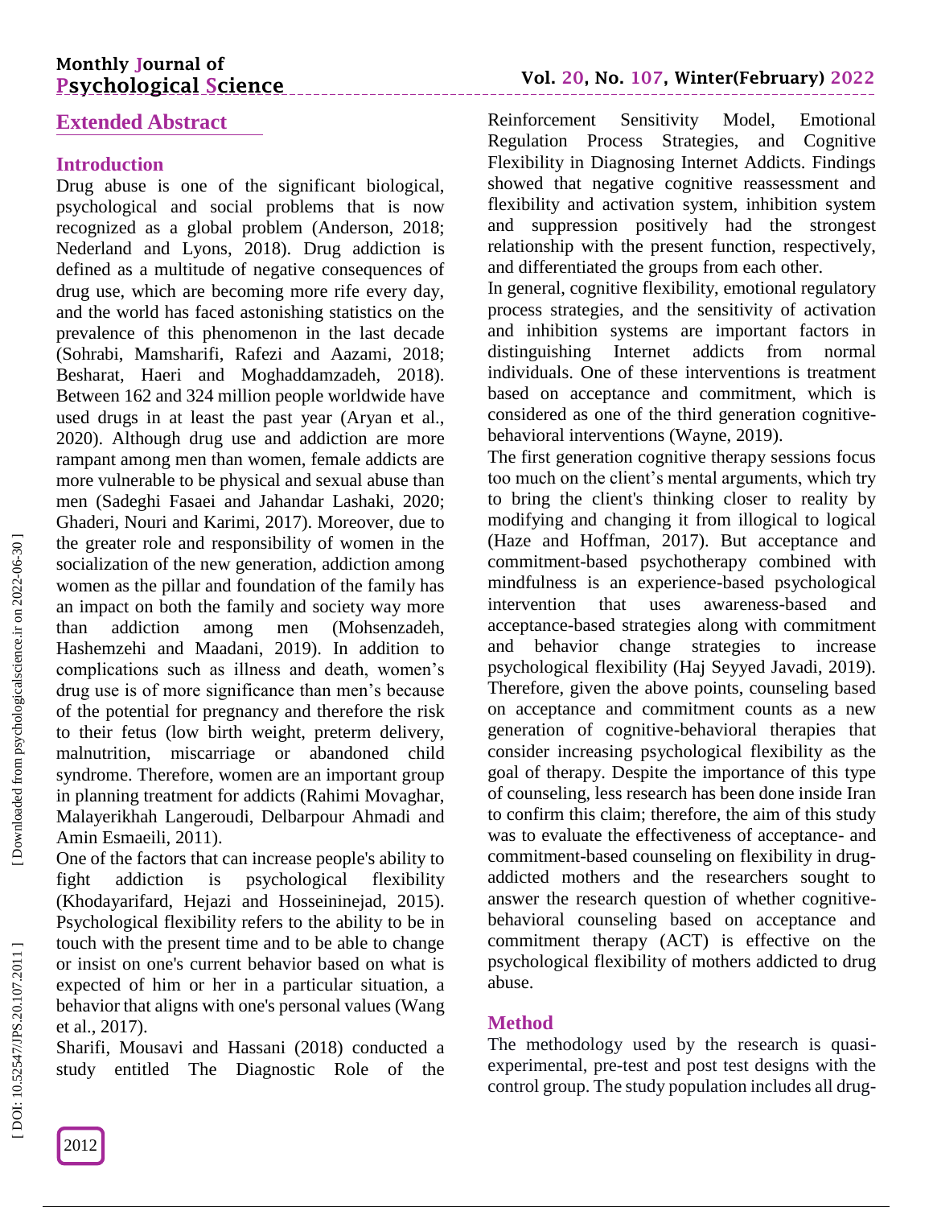## Extended Abstract

### Introduction

Drug abuse is one of the significant biological, psychological and social problems that is now recognized as a global problem (Anderson, 2018; Nederland and Lyons, 2018). Drug addiction is defined as a multitude of negative consequences of drug use, which are becoming more rife every day, and the world has faced astonishing statistics on the prevalence of this phenomenon in the last decade (Sohrabi, Mamsharifi, Rafezi and Aazami, 2018; Besharat, Haeri and Moghaddamzadeh, 2018). Between 162 and 324 million people worldwide have used drugs in at least the past year (Aryan et al., 2020). Although drug use and addiction are more rampant among men than women, female addicts are more vulnerable to be physical and sexual abuse than men (Sadeghi Fasaei and Jahandar Lashaki, 2020; Ghaderi, Nouri and Karimi, 2017). Moreover, due to the greater role and responsibility of women in the socialization of the new generation, addiction among women as the pillar and foundation of the family has an impact on both the family and society way more than addiction among men (Mohsenzadeh, Hashemzehi and Maadani, 2019). In addition to complications such as illness and death, women's drug use is of more significance than men's because of the potential for pregnancy and therefore the risk to their fetus (low birth weight, preterm delivery, malnutrition, miscarriage or abandoned child syndrome. Therefore, women are an important group in planning treatment for addicts (Rahimi Movaghar, Malayerikhah Langeroudi, Delbarpour Ahmadi and Amin Esmaeili, 2011).

One of the factors that can increase people's ability to fight addiction is psychological flexibility (Khodayarifard, Hejazi and Hosseininejad, 2015). Psychological flexibility refers to the ability to be in touch with the present time and to be able to change or insist on one's current behavior based on what is expected of him or her in a particular situation, a behavior that aligns with one's personal values (Wang et al., 2017).

Sharifi, Mousavi and Hassani (2018) conducted a study entitled The Diagnostic Role of the Reinforcement Sensitivity Model, Emotional Regulation Process Strategies, and Cognitive Flexibility in Diagnosing Internet Addicts. Findings showed that negative cognitive reassessment and flexibility and activation system, inhibition system and suppression positively had the strongest relationship with the present function, respectively, and differentiated the groups from each other.

In general, cognitive flexibility, emotional regulatory process strategies, and the sensitivity of activation and inhibition systems are important factors in distinguishing Internet addicts from normal individuals. One of these interventions is treatment based on acceptance and commitment, which is considered as one of the third generation cognitive-behavioral interventions (Wayne, 2019).

The first generation cognitive therapy sessions focus too much on the client's mental arguments, which try to bring the client's thinking closer to reality by modifying and changing it from illogical to logical (Haze and Hoffman, 2017). But acceptance and commitment-based psychotherapy combined with mindfulness is an experience-based psychological intervention that uses awareness-based and acceptance-based strategies along with commitment and behavior change strategies to increase psychological flexibility (Haj Seyyed Javadi, 2019). Therefore, given the above points, counseling based on acceptance and commitment counts as a new generation of cognitive-behavioral therapies that consider increasing psychological flexibility as the goal of therapy. Despite the importance of this type of counseling, less research has been done inside Iran to confirm this claim; therefore, the aim of this study was to evaluate the effectiveness of acceptance- and commitment-based counseling on flexibility in drug-addicted mothers and the researchers sought to answer the research question of whether cognitive-behavioral counseling based on acceptance and commitment therapy (ACT) is effective on the psychological flexibility of mothers addicted to drug abuse.

### Method

The methodology used by the research is quasi-experimental, pre-test and post test designs with the control group. The study population includes all drug-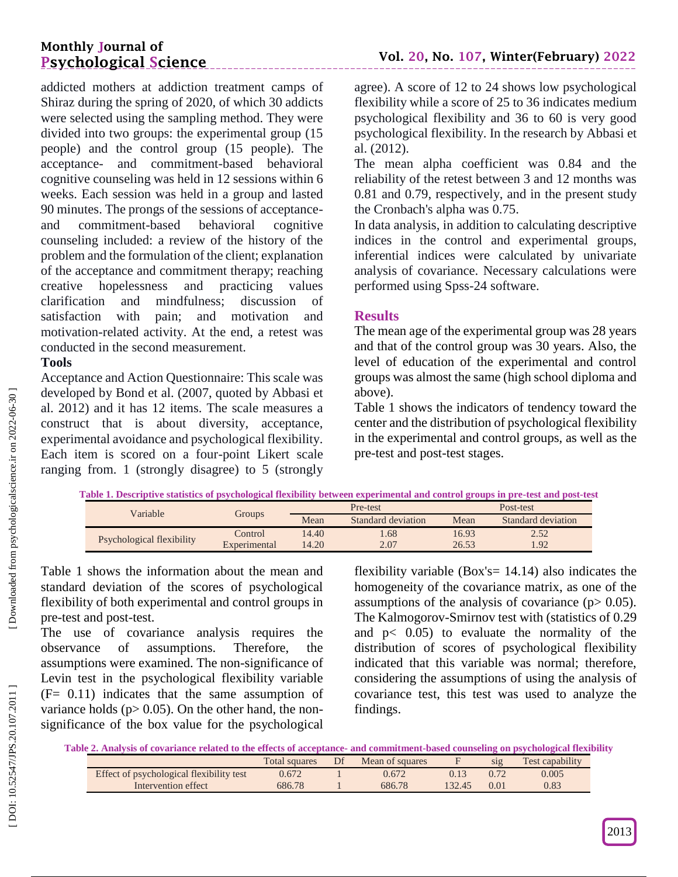addicted mothers at addiction treatment camps of Shiraz during the spring of 2020, of which 30 addicts were selected using the sampling method. They were divided into two groups: the experimental group (15 people) and the control group (15 people). The acceptance- and commitment-based behavioral cognitive counseling was held in 12 sessions within 6 weeks. Each session was held in a group and lasted 90 minutes. The prongs of the sessions of acceptance- and commitment-based behavioral cognitive counseling included: a review of the history of the problem and the formulation of the client; explanation of the acceptance and commitment therapy; reaching creative hopelessness and practicing values clarification and mindfulness; discussion of satisfaction with pain; and motivation and motivation-related activity. At the end, a retest was conducted in the second measurement.

**Tools**

Acceptance and Action Questionnaire: This scale was developed by Bond et al. (2007, quoted by Abbasi et al. 2012) and it has 12 items. The scale measures a construct that is about diversity, acceptance, experimental avoidance and psychological flexibility. Each item is scored on a four-point Likert scale ranging from. 1 (strongly disagree) to 5 (strongly agree). A score of 12 to 24 shows low psychological flexibility while a score of 25 to 36 indicates medium psychological flexibility and 36 to 60 is very good psychological flexibility. In the research by Abbasi et al. (2012).

The mean alpha coefficient was 0.84 and the reliability of the retest between 3 and 12 months was 0.81 and 0.79, respectively, and in the present study the Cronbach's alpha was 0.75.

In data analysis, in addition to calculating descriptive indices in the control and experimental groups, inferential indices were calculated by univariate analysis of covariance. Necessary calculations were performed using Spss-24 software.

## Results

The mean age of the experimental group was 28 years and that of the control group was 30 years. Also, the level of education of the experimental and control groups was almost the same (high school diploma and above).

Table 1 shows the indicators of tendency toward the center and the distribution of psychological flexibility in the experimental and control groups, as well as the pre-test and post-test stages.

**Table 1. Descriptive statistics of psychological flexibility between experimental and control groups in pre-test and post-test**

| Variable | Groups | Pre-test | | Post-test | |
|---|---|---|---|---|---|
| | | Mean | Standard deviation | Mean | Standard deviation |
| Psychological flexibility | Control | 14.40 | 1.68 | 16.93 | 2.52 |
| | Experimental | 14.20 | 2.07 | 26.53 | 1.92 |

Table 1 shows the information about the mean and standard deviation of the scores of psychological flexibility of both experimental and control groups in pre-test and post-test.

The use of covariance analysis requires the observance of assumptions. Therefore, the assumptions were examined. The non-significance of Levin test in the psychological flexibility variable ($F= 0.11$) indicates that the same assumption of variance holds ($p> 0.05$). On the other hand, the non-significance of the box value for the psychological flexibility variable (Box's= 14.14) also indicates the homogeneity of the covariance matrix, as one of the assumptions of the analysis of covariance ($p> 0.05$). The Kalmogorov-Smirnov test with (statistics of 0.29 and $p< 0.05$) to evaluate the normality of the distribution of scores of psychological flexibility indicated that this variable was normal; therefore, considering the assumptions of using the analysis of covariance test, this test was used to analyze the findings.

**Table 2. Analysis of covariance related to the effects of acceptance- and commitment-based counseling on psychological flexibility**

| | Total squares | Df | Mean of squares | F | sig | Test capability |
|---|---|---|---|---|---|---|
| Effect of psychological flexibility test | 0.672 | 1 | 0.672 | 0.13 | 0.72 | 0.005 |
| Intervention effect | 686.78 | 1 | 686.78 | 132.45 | 0.01 | 0.83 |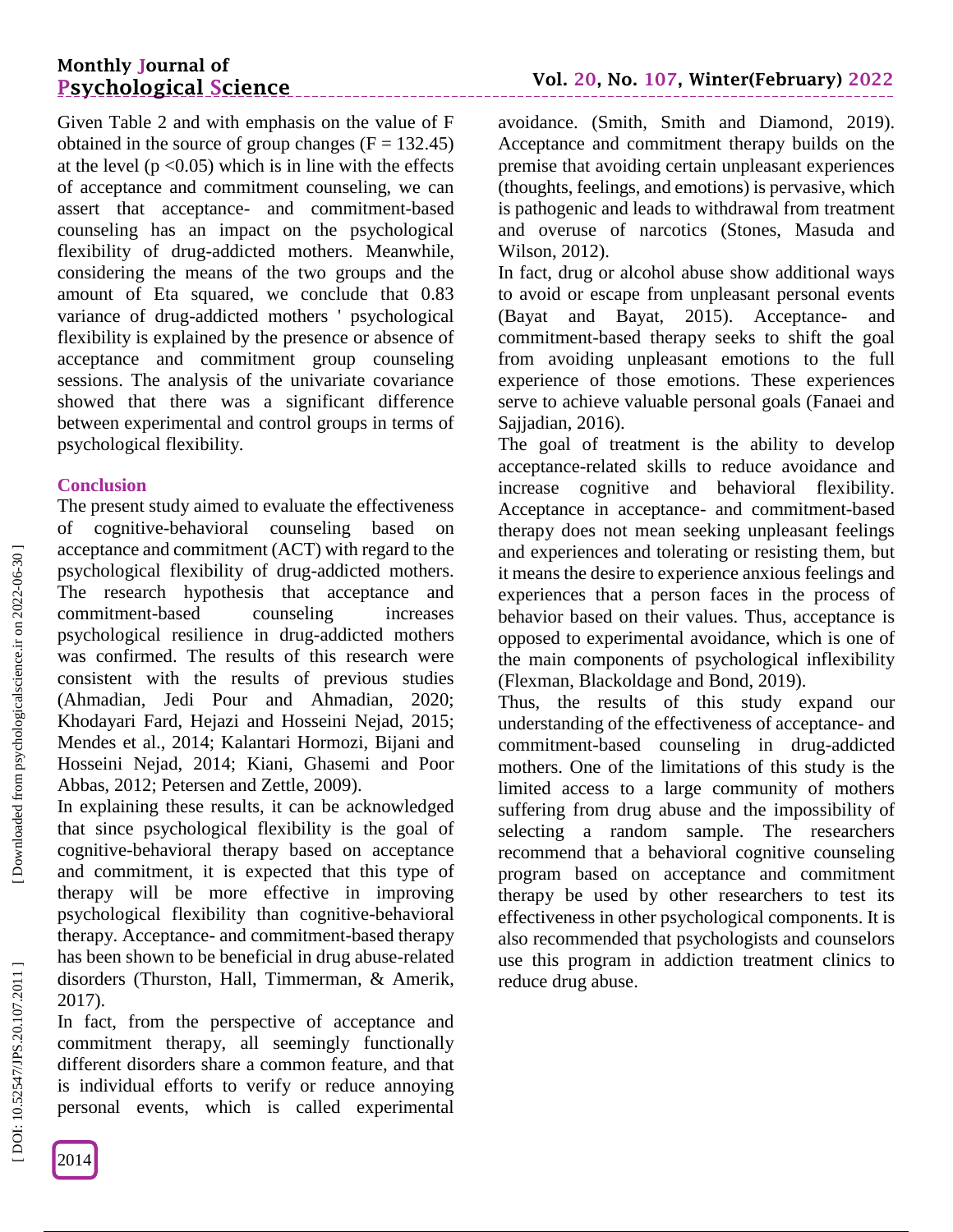Given Table 2 and with emphasis on the value of F obtained in the source of group changes ($F = 132.45$) at the level ($p < 0.05$) which is in line with the effects of acceptance and commitment counseling, we can assert that acceptance- and commitment-based counseling has an impact on the psychological flexibility of drug-addicted mothers. Meanwhile, considering the means of the two groups and the amount of Eta squared, we conclude that 0.83 variance of drug-addicted mothers ' psychological flexibility is explained by the presence or absence of acceptance and commitment group counseling sessions. The analysis of the univariate covariance showed that there was a significant difference between experimental and control groups in terms of psychological flexibility.

## Conclusion

The present study aimed to evaluate the effectiveness of cognitive-behavioral counseling based on acceptance and commitment (ACT) with regard to the psychological flexibility of drug-addicted mothers. The research hypothesis that acceptance and commitment-based counseling increases psychological resilience in drug-addicted mothers was confirmed. The results of this research were consistent with the results of previous studies (Ahmadian, Jedi Pour and Ahmadian, 2020; Khodayari Fard, Hejazi and Hosseini Nejad, 2015; Mendes et al., 2014; Kalantari Hormozi, Bijani and Hosseini Nejad, 2014; Kiani, Ghasemi and Poor Abbas, 2012; Petersen and Zettle, 2009).

In explaining these results, it can be acknowledged that since psychological flexibility is the goal of cognitive-behavioral therapy based on acceptance and commitment, it is expected that this type of therapy will be more effective in improving psychological flexibility than cognitive-behavioral therapy. Acceptance- and commitment-based therapy has been shown to be beneficial in drug abuse-related disorders (Thurston, Hall, Timmerman, & Amerik, 2017).

In fact, from the perspective of acceptance and commitment therapy, all seemingly functionally different disorders share a common feature, and that is individual efforts to verify or reduce annoying personal events, which is called experimental avoidance. (Smith, Smith and Diamond, 2019). Acceptance and commitment therapy builds on the premise that avoiding certain unpleasant experiences (thoughts, feelings, and emotions) is pervasive, which is pathogenic and leads to withdrawal from treatment and overuse of narcotics (Stones, Masuda and Wilson, 2012).

In fact, drug or alcohol abuse show additional ways to avoid or escape from unpleasant personal events (Bayat and Bayat, 2015). Acceptance- and commitment-based therapy seeks to shift the goal from avoiding unpleasant emotions to the full experience of those emotions. These experiences serve to achieve valuable personal goals (Fanaei and Sajjadian, 2016).

The goal of treatment is the ability to develop acceptance-related skills to reduce avoidance and increase cognitive and behavioral flexibility. Acceptance in acceptance- and commitment-based therapy does not mean seeking unpleasant feelings and experiences and tolerating or resisting them, but it means the desire to experience anxious feelings and experiences that a person faces in the process of behavior based on their values. Thus, acceptance is opposed to experimental avoidance, which is one of the main components of psychological inflexibility (Flexman, Blackoldage and Bond, 2019).

Thus, the results of this study expand our understanding of the effectiveness of acceptance- and commitment-based counseling in drug-addicted mothers. One of the limitations of this study is the limited access to a large community of mothers suffering from drug abuse and the impossibility of selecting a random sample. The researchers recommend that a behavioral cognitive counseling program based on acceptance and commitment therapy be used by other researchers to test its effectiveness in other psychological components. It is also recommended that psychologists and counselors use this program in addiction treatment clinics to reduce drug abuse.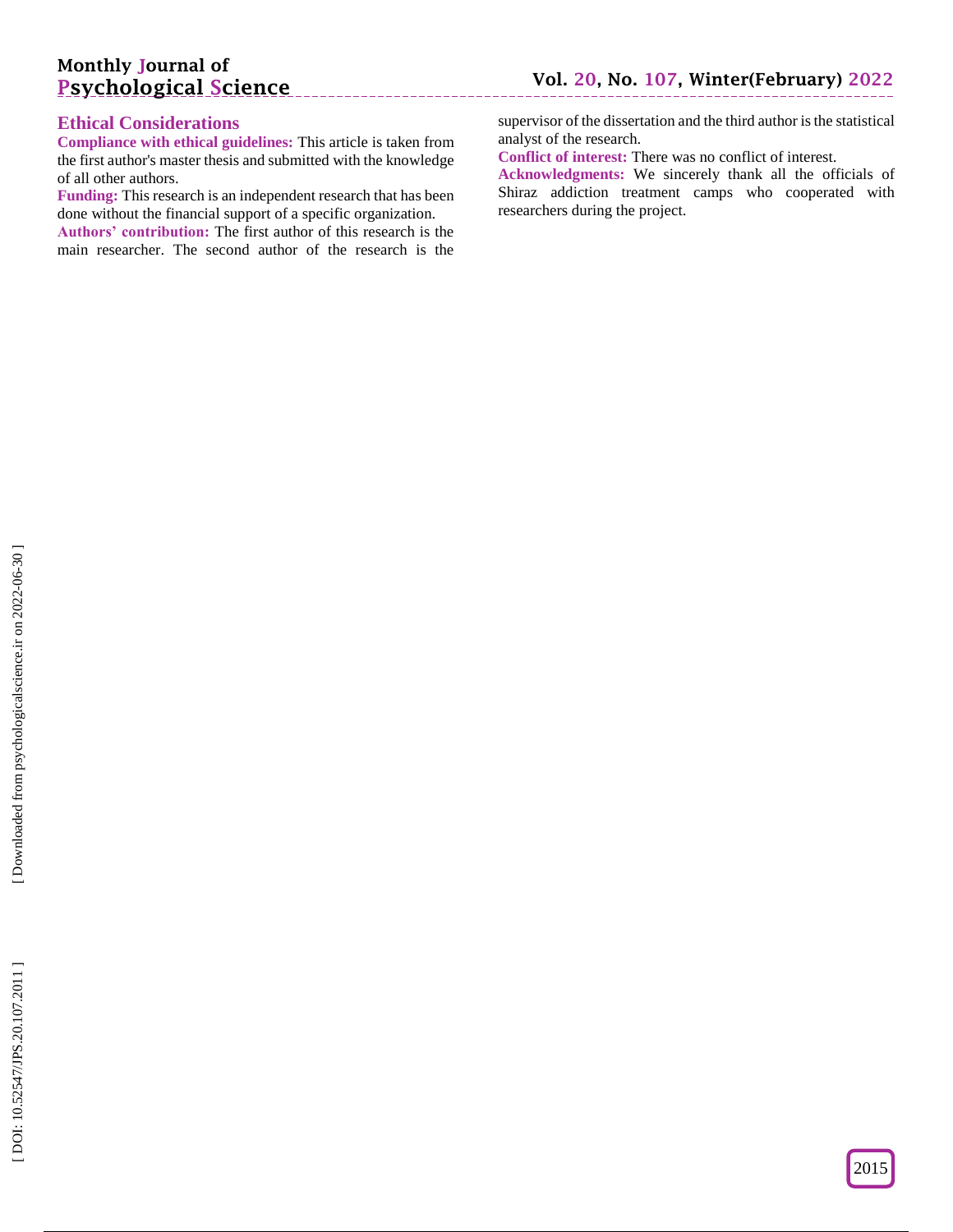## Ethical Considerations

**Compliance with ethical guidelines:** This article is taken from the first author's master thesis and submitted with the knowledge of all other authors.

**Funding:** This research is an independent research that has been done without the financial support of a specific organization.

**Authors' contribution:** The first author of this research is the main researcher. The second author of the research is the supervisor of the dissertation and the third author is the statistical analyst of the research.

**Conflict of interest:** There was no conflict of interest.

**Acknowledgments:** We sincerely thank all the officials of Shiraz addiction treatment camps who cooperated with researchers during the project.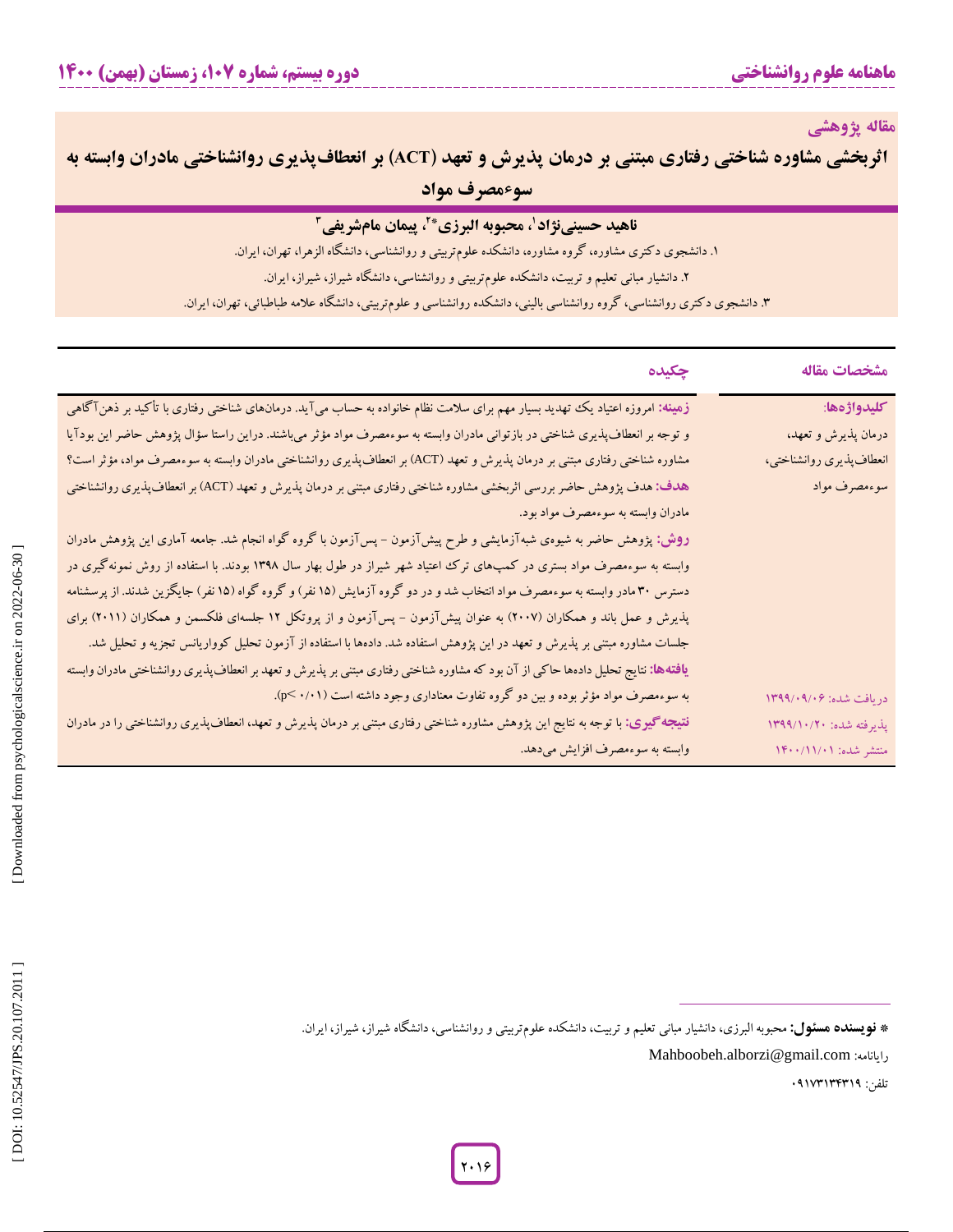مقاله پژوهشی

# اثربخشی مشاوره شناختی رفتاری مبتنی بر درمان پذیرش و تعهد (ACT) بر انعطاف‌پذیری روانشناختی مادران وابسته به سوءمصرف مواد

**ناهید حسینی‌نژاد[1]، محبوبه البرزی*[2]، پیمان مام‌شریفی[3]**

۱. دانشجوی دکتری مشاوره، گروه مشاوره، دانشکده علوم‌تربیتی و روانشناسی، دانشگاه الزهرا، تهران، ایران.

۲. دانشیار مبانی تعلیم و تربیت، دانشکده علوم‌تربیتی و روانشناسی، دانشگاه شیراز، شیراز، ایران.

۳. دانشجوی دکتری روانشناسی، گروه روانشناسی بالینی، دانشکده روانشناسی و علوم‌تربیتی، دانشگاه علامه طباطبائی، تهران، ایران.

## مشخصات مقاله

**کلیدواژه‌ها:**
درمان پذیرش و تعهد،
انعطاف‌پذیری روانشناختی،
سوءمصرف مواد

دریافت شده: ۱۳۹۹/۰۹/۰۶
پذیرفته شده: ۱۳۹۹/۱۰/۲۰
منتشر شده: ۱۴۰۰/۱۱/۰۱

## چکیده

**زمینه:** امروزه اعتیاد یک تهدید بسیار مهم برای سلامت نظام خانواده به حساب می‌آید. درمان‌های شناختی رفتاری با تأکید بر ذهن‌آگاهی و توجه بر انعطاف‌پذیری شناختی در بازتوانی مادران وابسته به سوءمصرف مواد مؤثر می‌باشند. دراین راستا سؤال پژوهش حاضر این بودآیا مشاوره شناختی رفتاری مبتنی بر درمان پذیرش و تعهد (ACT) بر انعطاف‌پذیری روانشناختی مادران وابسته به سوءمصرف مواد، مؤثر است؟

**هدف:** هدف پژوهش حاضر بررسی اثربخشی مشاوره شناختی رفتاری مبتنی بر درمان پذیرش و تعهد (ACT) بر انعطاف‌پذیری روانشناختی مادران وابسته به سوءمصرف مواد بود.

**روش:** پژوهش حاضر به شیوه‌ی شبه‌آزمایشی و طرح پیش‌آزمون - پس‌آزمون با گروه گواه انجام شد. جامعه آماری این پژوهش مادران وابسته به سوءمصرف مواد بستری در کمپ‌های ترک اعتیاد شهر شیراز در طول بهار سال ۱۳۹۸ بودند. با استفاده از روش نمونه‌گیری در دسترس ۳۰ مادر وابسته به سوءمصرف مواد انتخاب شد و در دو گروه آزمایش (۱۵ نفر) و گروه گواه (۱۵ نفر) جایگزین شدند. از پرسشنامه پذیرش و عمل باند و همکاران (۲۰۰۷) به عنوان پیش‌آزمون - پس‌آزمون و از پروتکل ۱۲ جلسه‌ای فلکسمن و همکاران (۲۰۱۱) برای جلسات مشاوره مبتنی بر پذیرش و تعهد در این پژوهش استفاده شد. داده‌ها با استفاده از آزمون تحلیل کوواریانس تجزیه و تحلیل شد.

**یافته‌ها:** نتایج تحلیل داده‌ها حاکی از آن بود که مشاوره شناختی رفتاری مبتنی بر پذیرش و تعهد بر انعطاف‌پذیری روانشناختی مادران وابسته به سوءمصرف مواد مؤثر بوده و بین دو گروه تفاوت معناداری وجود داشته است ($p < ۰/۰۱$).

**نتیجه‌گیری:** با توجه به نتایج این پژوهش مشاوره شناختی رفتاری مبتنی بر درمان پذیرش و تعهد، انعطاف‌پذیری روانشناختی را در مادران وابسته به سوءمصرف افزایش می‌دهد.

---

* **نویسنده مسئول:** محبوبه البرزی، دانشیار مبانی تعلیم و تربیت، دانشکده علوم‌تربیتی و روانشناسی، دانشگاه شیراز، شیراز، ایران.

رایانامه: Mahboobeh.alborzi@gmail.com

تلفن: ۰۹۱۷۳۱۳۴۳۱۹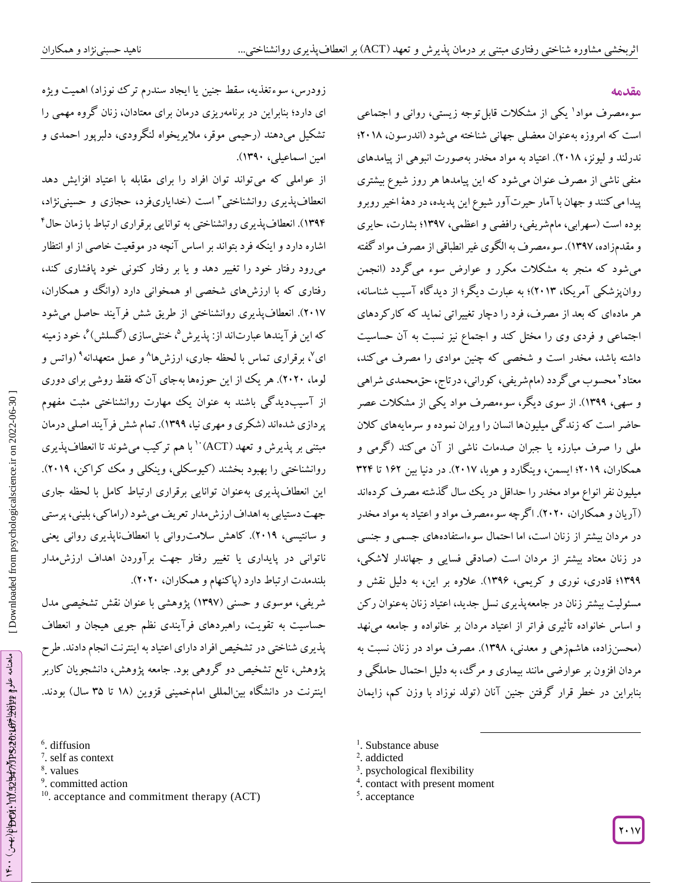## مقدمه

سوءمصرف مواد[1] یکی از مشکلات قابل‌توجه زیستی، روانی و اجتماعی است که امروزه به‌عنوان معضلی جهانی شناخته می‌شود (اندرسون، ۲۰۱۸؛ ندرلند و لیونز، ۲۰۱۸). اعتیاد به مواد مخدر به‌صورت انبوهی از پیامدهای منفی ناشی از مصرف عنوان می‌شود که این پیامدها هر روز شیوع بیشتری پیدا می‌کنند و جهان با آمار حیرت‌آور شیوع این پدیده، در دههٔ اخیر روبرو بوده است (سهرابی، مام‌شریفی، رافضی و اعظمی، ۱۳۹۷؛ بشارت، حایری و مقدم‌زاده، ۱۳۹۷). سوءمصرف به الگوی غیر انطباقی از مصرف مواد گفته می‌شود که منجر به مشکلات مکرر و عوارض سوء می‌گردد (انجمن روان‌پزشکی آمریکا، ۲۰۱۳)؛ به عبارت دیگر؛ از دیدگاه آسیب شناسانه، هر ماده‌ای که بعد از مصرف، فرد را دچار تغییراتی نماید که کارکردهای اجتماعی و فردی وی را مختل کند و اجتماع نیز نسبت به آن حساسیت داشته باشد، مخدر است و شخصی که چنین موادی را مصرف می‌کند، معتاد[2] محسوب می‌گردد (مام‌شریفی، کورانی، درتاج، حق‌محمدی شراهی و سهی، ۱۳۹۹). از سوی دیگر، سوءمصرف مواد یکی از مشکلات عصر حاضر است که زندگی میلیون‌ها انسان را ویران نموده و سرمایه‌های کلان ملی را صرف مبارزه یا جبران صدمات ناشی از آن می‌کند (گرمی و همکاران، ۲۰۱۹؛ ایسمن، وینگارد و هوبا، ۲۰۱۷). در دنیا بین ۱۶۲ تا ۳۲۴ میلیون نفر انواع مواد مخدر را حداقل در یک سال گذشته مصرف کرده‌اند (آریان و همکاران، ۲۰۲۰). اگرچه سوءمصرف مواد و اعتیاد به مواد مخدر در مردان بیشتر از زنان است، اما احتمال سوءاستفاده‌های جسمی و جنسی در زنان معتاد بیشتر از مردان است (صادقی فسایی و جهاندار لاشکی، ۱۳۹۹؛ قادری، نوری و کریمی، ۱۳۹۶). علاوه بر این، به دلیل نقش و مسئولیت بیشتر زنان در جامعه‌پذیری نسل جدید، اعتیاد زنان به‌عنوان رکن و اساس خانواده تأثیری فراتر از اعتیاد مردان بر خانواده و جامعه می‌نهد (محسن‌زاده، هاشم‌زهی و معدنی، ۱۳۹۸). مصرف مواد در زنان نسبت به مردان افزون بر عوارضی مانند بیماری و مرگ، به دلیل احتمال حاملگی و بنابراین در خطر قرار گرفتن جنین آنان (تولد نوزاد با وزن کم، زایمان زودرس، سوءتغذیه، سقط جنین یا ایجاد سندرم ترک نوزاد) اهمیت ویژه ای دارد؛ بنابراین در برنامه‌ریزی درمان برای معتادان، زنان گروه مهمی را تشکیل می‌دهند (رحیمی موقر، ملایریخواه لنگرودی، دلبرپور احمدی و امین اسماعیلی، ۱۳۹۰).

از عواملی که می‌تواند توان افراد را برای مقابله با اعتیاد افزایش دهد انعطاف‌پذیری روانشناختی[3] است (خدایاری‌فرد، حجازی و حسینی‌نژاد، ۱۳۹۴). انعطاف‌پذیری روانشناختی به توانایی برقراری ارتباط با زمان حال[4] اشاره دارد و اینکه فرد بتواند بر اساس آنچه در موقعیت خاصی از او انتظار می‌رود رفتار خود را تغییر دهد و یا بر رفتار کنونی خود پافشاری کند، رفتاری که با ارزش‌های شخصی او همخوانی دارد (وانگ و همکاران، ۲۰۱۷). انعطاف‌پذیری روانشناختی از طریق شش فرآیند حاصل می‌شود که این فرآیندها عبارت‌اند از: پذیرش[5]، خنثی‌سازی (گسلش)[6]، خود زمینه ای[7]، برقراری تماس با لحظه جاری، ارزش‌ها[8] و عمل متعهدانه[9] (واتس و لوما، ۲۰۲۰). هر یک از این حوزه‌ها به‌جای آن‌که فقط روشی برای دوری از آسیب‌دیدگی باشند به عنوان یک مهارت روانشناختی مثبت مفهوم پردازی شده‌اند (شکری و مهری نیا، ۱۳۹۹). تمام شش فرآیند اصلی درمان مبتنی بر پذیرش و تعهد (ACT)[10] با هم ترکیب می‌شوند تا انعطاف‌پذیری روانشناختی را بهبود بخشند (کیوسکلی، وینکلی و مک کراکن، ۲۰۱۹). این انعطاف‌پذیری به‌عنوان توانایی برقراری ارتباط کامل با لحظه جاری جهت دستیابی به اهداف ارزش‌مدار تعریف می‌شود (راماکی، بلینی، پرستی و سانتیسی، ۲۰۱۹). کاهش سلامت‌روانی با انعطاف‌ناپذیری روانی یعنی ناتوانی در پایداری یا تغییر رفتار جهت برآوردن اهداف ارزش‌مدار بلندمدت ارتباط دارد (پاکنهام و همکاران، ۲۰۲۰).

شریفی، موسوی و حسنی (۱۳۹۷) پژوهشی با عنوان نقش تشخیصی مدل حساسیت به تقویت، راهبردهای فرآیندی نظم جویی هیجان و انعطاف پذیری شناختی در تشخیص افراد دارای اعتیاد به اینترنت انجام دادند. طرح پژوهش، تابع تشخیص دو گروهی بود. جامعه پژوهش، دانشجویان کاربر اینترنت در دانشگاه بین‌المللی امام‌خمینی قزوین (۱۸ تا ۳۵ سال) بودند.

---

[1]. Substance abuse
[2]. addicted
[3]. psychological flexibility
[4]. contact with present moment
[5]. acceptance
[6]. diffusion
[7]. self as context
[8]. values
[9]. committed action
[10]. acceptance and commitment therapy (ACT)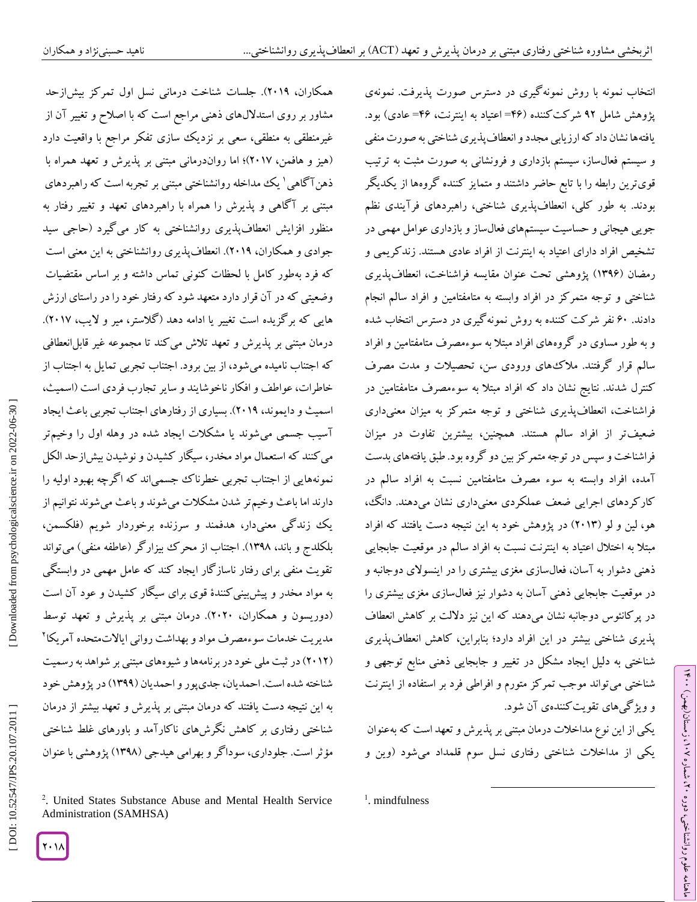انتخاب نمونه با روش نمونه‌گیری در دسترس صورت پذیرفت. نمونه‌ی پژوهش شامل ۹۲ شرکت‌کننده (۴۶= اعتیاد به اینترنت، ۴۶= عادی) بود. یافته‌ها نشان داد که ارزیابی مجدد و انعطاف‌پذیری شناختی به صورت منفی و سیستم فعال‌ساز، سیستم بازداری و فرونشانی به صورت مثبت به ترتیب قوی‌ترین رابطه را با تابع حاضر داشتند و متمایز کننده گروه‌ها از یکدیگر بودند. به طور کلی، انعطاف‌پذیری شناختی، راهبردهای فرآیندی نظم جویی هیجانی و حساسیت سیستم‌های فعال‌ساز و بازداری عوامل مهمی در تشخیص افراد دارای اعتیاد به اینترنت از افراد عادی هستند. زندکریمی و رمضان (۱۳۹۶) پژوهشی تحت عنوان مقایسه فراشناخت، انعطاف‌پذیری شناختی و توجه متمرکز در افراد وابسته به متامفتامین و افراد سالم انجام دادند. ۶۰ نفر شرکت کننده به روش نمونه‌گیری در دسترس انتخاب شده و به طور مساوی در گروه‌های افراد مبتلا به سوءمصرف متامفتامین و افراد سالم قرار گرفتند. ملاک‌های ورودی سن، تحصیلات و مدت مصرف کنترل شدند. نتایج نشان داد که افراد مبتلا به سوءمصرف متامفتامین در فراشناخت، انعطاف‌پذیری شناختی و توجه متمرکز به میزان معنی‌داری ضعیف‌تر از افراد سالم هستند. همچنین، بیشترین تفاوت در میزان فراشناخت و سپس در توجه متمرکز بین دو گروه بود. طبق یافته‌های بدست آمده، افراد وابسته به سوء مصرف متامفتامین نسبت به افراد سالم در کارکردهای اجرایی ضعف عملکردی معنی‌داری نشان می‌دهند. دانگ، هو، لین و لو (۲۰۱۳) در پژوهش خود به این نتیجه دست یافتند که افراد مبتلا به اختلال اعتیاد به اینترنت نسبت به افراد سالم در موقعیت جابجایی ذهنی دشوار به آسان، فعال‌سازی مغزی بیشتری را در اینسولای دوجانبه و در موقعیت جابجایی ذهنی آسان به دشوار نیز فعال‌سازی مغزی بیشتری را در پرکانئوس دوجانبه نشان می‌دهند که این نیز دلالت بر کاهش انعطاف پذیری شناختی بیشتر در این افراد دارد؛ بنابراین، کاهش انعطاف‌پذیری شناختی به دلیل ایجاد مشکل در تغییر و جابجایی ذهنی منابع توجهی و شناختی می‌تواند موجب تمرکز متورم و افراطی فرد بر استفاده از اینترنت و ویژگی‌های تقویت‌کننده‌ی آن شود.

یکی از این نوع مداخلات درمان مبتنی بر پذیرش و تعهد است که به‌عنوان یکی از مداخلات شناختی رفتاری نسل سوم قلمداد می‌شود (وین و همکاران، ۲۰۱۹). جلسات شناخت درمانی نسل اول تمرکز بیش‌ازحد مشاور بر روی استدلال‌های ذهنی مراجع است که با اصلاح و تغییر آن از غیرمنطقی به منطقی، سعی بر نزدیک سازی تفکر مراجع با واقعیت دارد (هیز و هافمن، ۲۰۱۷)؛ اما روان‌درمانی مبتنی بر پذیرش و تعهد همراه با ذهن‌آگاهی[1] یک مداخله روانشناختی مبتنی بر تجربه است که راهبردهای مبتنی بر آگاهی و پذیرش را همراه با راهبردهای تعهد و تغییر رفتار به منظور افزایش انعطاف‌پذیری روانشناختی به کار می‌گیرد (حاجی سید جوادی و همکاران، ۲۰۱۹). انعطاف‌پذیری روانشناختی به این معنی است که فرد به‌طور کامل با لحظات کنونی تماس داشته و بر اساس مقتضیات وضعیتی که در آن قرار دارد متعهد شود که رفتار خود را در راستای ارزش هایی که برگزیده است تغییر یا ادامه دهد (گلاستر، میر و لایب، ۲۰۱۷). درمان مبتنی بر پذیرش و تعهد تلاش می‌کند تا مجموعه غیر قابل‌انعطافی که اجتناب نامیده می‌شود، از بین برود. اجتناب تجربی تمایل به اجتناب از خاطرات، عواطف و افکار ناخوشایند و سایر تجارب فردی است (اسمیث، اسمیث و دایموند، ۲۰۱۹). بسیاری از رفتارهای اجتناب تجربی باعث ایجاد آسیب جسمی می‌شوند یا مشکلات ایجاد شده در وهله اول را وخیم‌تر می‌کنند که استعمال مواد مخدر، سیگار کشیدن و نوشیدن بیش‌ازحد الکل نمونه‌هایی از اجتناب تجربی خطرناک جسمی‌اند که اگرچه بهبود اولیه را دارند اما باعث وخیم‌تر شدن مشکلات می‌شوند و باعث می‌شوند نتوانیم از یک زندگی معنی‌دار، هدفمند و سرزنده برخوردار شویم (فلکسمن، بلکلدج و باند، ۱۳۹۸). اجتناب از محرک بیزارگر (عاطفه منفی) می‌تواند تقویت منفی برای رفتار ناسازگار ایجاد کند که عامل مهمی در وابستگی به مواد مخدر و پیش‌بینی‌کنندهٔ قوی برای سیگار کشیدن و عود آن است (دوریسون و همکاران، ۲۰۲۰). درمان مبتنی بر پذیرش و تعهد توسط مدیریت خدمات سوءمصرف مواد و بهداشت روانی ایالات‌متحده آمریکا[2] (۲۰۱۲) در ثبت ملی خود در برنامه‌ها و شیوه‌های مبتنی بر شواهد به رسمیت شناخته شده است. احمدیان، جدی‌پور و احمدیان (۱۳۹۹) در پژوهش خود به این نتیجه دست یافتند که درمان مبتنی بر پذیرش و تعهد بیشتر از درمان شناختی رفتاری بر کاهش نگرش‌های ناکارآمد و باورهای غلط شناختی مؤثر است. جلوداری، سوداگر و بهرامی هیدجی (۱۳۹۸) پژوهشی با عنوان

---

[1]. mindfulness

[2]. United States Substance Abuse and Mental Health Service Administration (SAMHSA)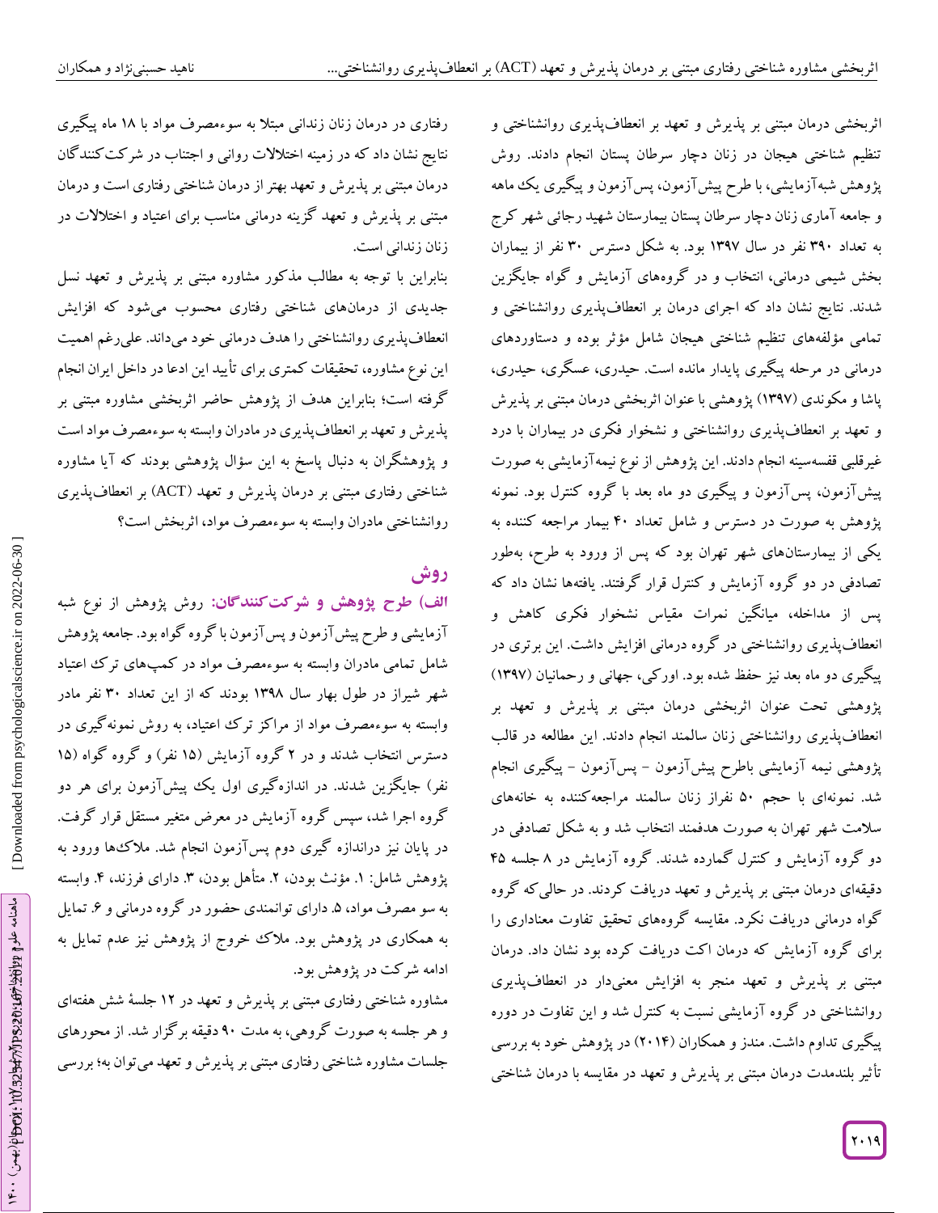اثربخشی درمان مبتنی بر پذیرش و تعهد بر انعطاف‌پذیری روانشناختی و تنظیم شناختی هیجان در زنان دچار سرطان پستان انجام دادند. روش پژوهش شبه‌آزمایشی، با طرح پیش‌آزمون، پس‌آزمون و پیگیری یک ماهه و جامعه آماری زنان دچار سرطان پستان بیمارستان شهید رجائی شهر کرج به تعداد ۳۹۰ نفر در سال ۱۳۹۷ بود. به شکل دسترس ۳۰ نفر از بیماران بخش شیمی درمانی، انتخاب و در گروه‌های آزمایش و گواه جایگزین شدند. نتایج نشان داد که اجرای درمان بر انعطاف‌پذیری روانشناختی و تمامی مؤلفه‌های تنظیم شناختی هیجان شامل مؤثر بوده و دستاوردهای درمانی در مرحله پیگیری پایدار مانده است. حیدری، عسگری، حیدری، پاشا و مکوندی (۱۳۹۷) پژوهشی با عنوان اثربخشی درمان مبتنی بر پذیرش و تعهد بر انعطاف‌پذیری روانشناختی و نشخوار فکری در بیماران با درد غیرقلبی قفسه‌سینه انجام دادند. این پژوهش از نوع نیمه‌آزمایشی به صورت پیش‌آزمون، پس‌آزمون و پیگیری دو ماه بعد با گروه کنترل بود. نمونه پژوهش به صورت در دسترس و شامل تعداد ۴۰ بیمار مراجعه کننده به یکی از بیمارستان‌های شهر تهران بود که پس از ورود به طرح، به‌طور تصادفی در دو گروه آزمایش و کنترل قرار گرفتند. یافته‌ها نشان داد که پس از مداخله، میانگین نمرات مقیاس نشخوار فکری کاهش و انعطاف‌پذیری روانشناختی در گروه درمانی افزایش داشت. این برتری در پیگیری دو ماه بعد نیز حفظ شده بود. اورکی، جهانی و رحمانیان (۱۳۹۷) پژوهشی تحت عنوان اثربخشی درمان مبتنی بر پذیرش و تعهد بر انعطاف‌پذیری روانشناختی زنان سالمند انجام دادند. این مطالعه در قالب پژوهشی نیمه آزمایشی باطرح پیش‌آزمون - پس‌آزمون - پیگیری انجام شد. نمونه‌ای با حجم ۵۰ نفراز زنان سالمند مراجعه‌کننده به خانه‌های سلامت شهر تهران به صورت هدفمند انتخاب شد و به شکل تصادفی در دو گروه آزمایش و کنترل گمارده شدند. گروه آزمایش در ۸ جلسه ۴۵ دقیقه‌ای درمان مبتنی بر پذیرش و تعهد دریافت کردند. در حالی‌که گروه گواه درمانی دریافت نکرد. مقایسه گروه‌های تحقیق تفاوت معناداری را برای گروه آزمایش که درمان اکت دریافت کرده بود نشان داد. درمان مبتنی بر پذیرش و تعهد منجر به افزایش معنی‌دار در انعطاف‌پذیری روانشناختی در گروه آزمایشی نسبت به کنترل شد و این تفاوت در دوره پیگیری تداوم داشت. مندز و همکاران (۲۰۱۴) در پژوهش خود به بررسی تأثیر بلندمدت درمان مبتنی بر پذیرش و تعهد در مقایسه با درمان شناختی رفتاری در درمان زنان زندانی مبتلا به سوءمصرف مواد با ۱۸ ماه پیگیری نتایج نشان داد که در زمینه اختلالات روانی و اجتناب در شرکت‌کنندگان درمان مبتنی بر پذیرش و تعهد بهتر از درمان شناختی رفتاری است و درمان مبتنی بر پذیرش و تعهد گزینه درمانی مناسب برای اعتیاد و اختلالات در زنان زندانی است.

بنابراین با توجه به مطالب مذکور مشاوره مبتنی بر پذیرش و تعهد نسل جدیدی از درمان‌های شناختی رفتاری محسوب می‌شود که افزایش انعطاف‌پذیری روانشناختی را هدف درمانی خود می‌داند. علی‌رغم اهمیت این نوع مشاوره، تحقیقات کمتری برای تأیید این ادعا در داخل ایران انجام گرفته است؛ بنابراین هدف از پژوهش حاضر اثربخشی مشاوره مبتنی بر پذیرش و تعهد بر انعطاف‌پذیری در مادران وابسته به سوءمصرف مواد است و پژوهشگران به دنبال پاسخ به این سؤال پژوهشی بودند که آیا مشاوره شناختی رفتاری مبتنی بر درمان پذیرش و تعهد (ACT) بر انعطاف‌پذیری روانشناختی مادران وابسته به سوءمصرف مواد، اثربخش است؟

## روش

**الف) طرح پژوهش و شرکت‌کنندگان:** روش پژوهش از نوع شبه آزمایشی و طرح پیش‌آزمون و پس‌آزمون با گروه گواه بود. جامعه پژوهش شامل تمامی مادران وابسته به سوءمصرف مواد در کمپ‌های ترک اعتیاد شهر شیراز در طول بهار سال ۱۳۹۸ بودند که از این تعداد ۳۰ نفر مادر وابسته به سوءمصرف مواد از مراکز ترک اعتیاد، به روش نمونه‌گیری در دسترس انتخاب شدند و در ۲ گروه آزمایش (۱۵ نفر) و گروه گواه (۱۵ نفر) جایگزین شدند. در اندازه‌گیری اول یک پیش‌آزمون برای هر دو گروه اجرا شد، سپس گروه آزمایش در معرض متغیر مستقل قرار گرفت. در پایان نیز دراندازه گیری دوم پس‌آزمون انجام شد. ملاک‌ها ورود به پژوهش شامل: ۱. مؤنث بودن، ۲. متأهل بودن، ۳. دارای فرزند، ۴. وابسته به سو مصرف مواد، ۵. دارای توانمندی حضور در گروه درمانی و ۶. تمایل به همکاری در پژوهش بود. ملاک خروج از پژوهش نیز عدم تمایل به ادامه شرکت در پژوهش بود.

مشاوره شناختی رفتاری مبتنی بر پذیرش و تعهد در ۱۲ جلسهٔ شش هفته‌ای و هر جلسه به صورت گروهی، به مدت ۹۰ دقیقه برگزار شد. از محورهای جلسات مشاوره شناختی رفتاری مبتنی بر پذیرش و تعهد می‌توان به؛ بررسی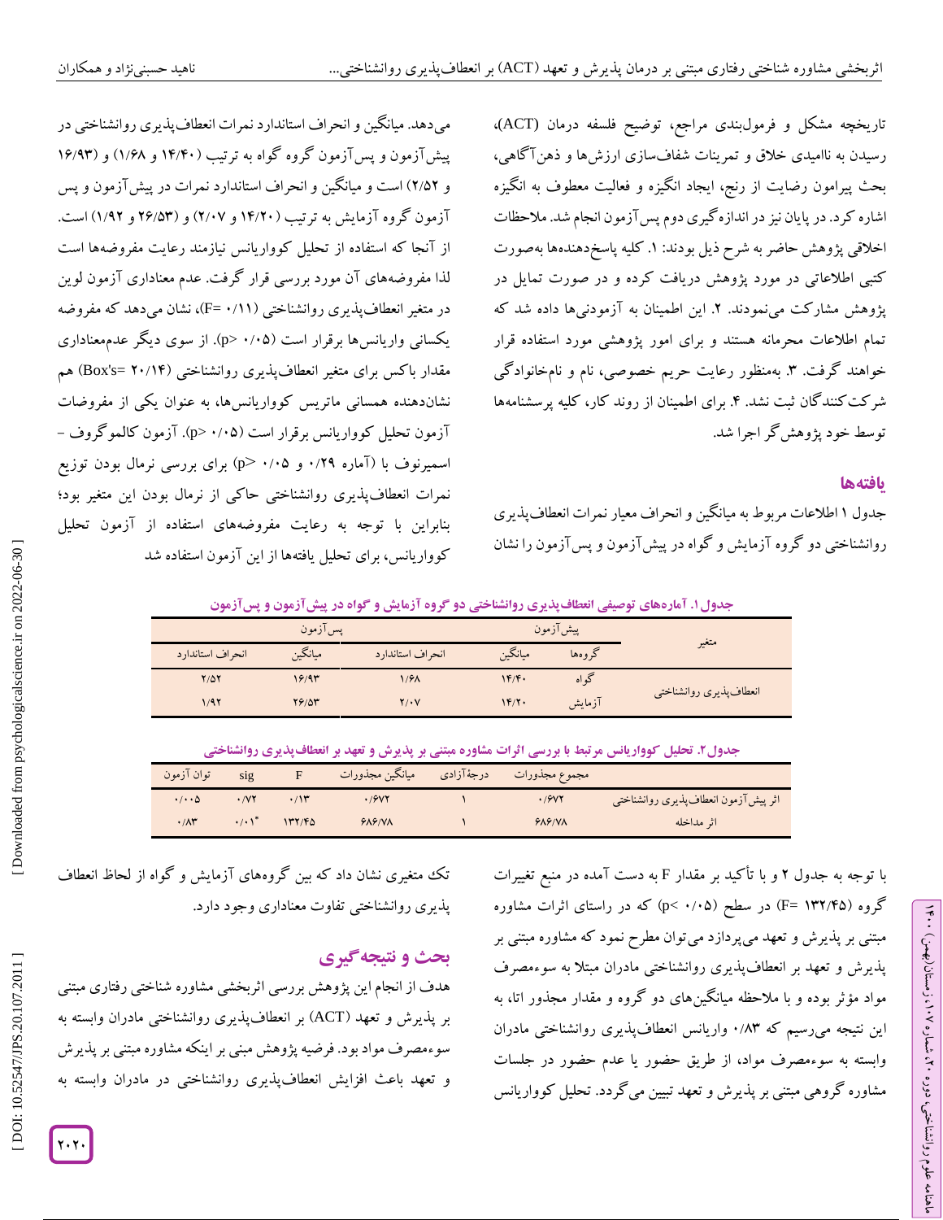تاریخچه مشکل و فرمول‌بندی مراجع، توضیح فلسفه درمان (ACT)، رسیدن به ناامیدی خلاق و تمرینات شفاف‌سازی ارزش‌ها و ذهن‌آگاهی، بحث پیرامون رضایت از رنج، ایجاد انگیزه و فعالیت معطوف به انگیزه اشاره کرد. در پایان نیز در اندازه‌گیری دوم پس‌آزمون انجام شد. ملاحظات اخلاقی پژوهش حاضر به شرح ذیل بودند: ۱. کلیه پاسخ‌دهنده‌ها به‌صورت کتبی اطلاعاتی در مورد پژوهش دریافت کرده و در صورت تمایل در پژوهش مشارکت می‌نمودند. ۲. این اطمینان به آزمودنی‌ها داده شد که تمام اطلاعات محرمانه هستند و برای امور پژوهشی مورد استفاده قرار خواهند گرفت. ۳. به‌منظور رعایت حریم خصوصی، نام و نام‌خانوادگی شرکت‌کنندگان ثبت نشد. ۴. برای اطمینان از روند کار، کلیه پرسشنامه‌ها توسط خود پژوهش‌گر اجرا شد.

## یافته‌ها

جدول ۱ اطلاعات مربوط به میانگین و انحراف معیار نمرات انعطاف‌پذیری روانشناختی دو گروه آزمایش و گواه در پیش‌آزمون و پس‌آزمون را نشان می‌دهد. میانگین و انحراف استاندارد نمرات انعطاف‌پذیری روانشناختی در پیش‌آزمون و پس‌آزمون گروه گواه به ترتیب (۱۴/۴۰ و ۱/۶۸) و (۱۶/۹۳ و ۲/۵۲) است و میانگین و انحراف استاندارد نمرات در پیش‌آزمون و پس آزمون گروه آزمایش به ترتیب (۱۴/۲۰ و ۲/۰۷) و (۲۶/۵۳ و ۱/۹۲) است. از آنجا که استفاده از تحلیل کوواریانس نیازمند رعایت مفروضه‌ها است لذا مفروضه‌های آن مورد بررسی قرار گرفت. عدم معناداری آزمون لوین در متغیر انعطاف‌پذیری روانشناختی (F= ۰/۱۱)، نشان می‌دهد که مفروضه یکسانی واریانس‌ها برقرار است (p> ۰/۰۵). از سوی دیگر عدم‌معناداری مقدار باکس برای متغیر انعطاف‌پذیری روانشناختی (Box's= ۲۰/۱۴) هم نشان‌دهنده همسانی ماتریس کوواریانس‌ها، به عنوان یکی از مفروضات آزمون تحلیل کوواریانس برقرار است (p> ۰/۰۵). آزمون کالموگروف – اسمیرنوف با (آماره ۰/۲۹ و p> ۰/۰۵) برای بررسی نرمال بودن توزیع نمرات انعطاف‌پذیری روانشناختی حاکی از نرمال بودن این متغیر بود؛ بنابراین با توجه به رعایت مفروضه‌های استفاده از آزمون تحلیل کوواریانس، برای تحلیل یافته‌ها از این آزمون استفاده شد

**جدول ۱. آماره‌های توصیفی انعطاف‌پذیری روانشناختی دو گروه آزمایش و گواه در پیش‌آزمون و پس‌آزمون**

| متغیر | گروه‌ها | پیش‌آزمون میانگین | پیش‌آزمون انحراف استاندارد | پس‌آزمون میانگین | پس‌آزمون انحراف استاندارد |
|---|---|---|---|---|---|
| انعطاف‌پذیری روانشناختی | گواه | ۱۴/۴۰ | ۱/۶۸ | ۱۶/۹۳ | ۲/۵۲ |
| | آزمایش | ۱۴/۲۰ | ۲/۰۷ | ۲۶/۵۳ | ۱/۹۲ |

**جدول ۲. تحلیل کوواریانس مرتبط با بررسی اثرات مشاوره مبتنی بر پذیرش و تعهد بر انعطاف‌پذیری روانشناختی**

| | مجموع مجذورات | درجهٔ آزادی | میانگین مجذورات | F | sig | توان آزمون |
|---|---|---|---|---|---|---|
| اثر پیش‌آزمون انعطاف‌پذیری روانشناختی | ۰/۶۷۲ | ۱ | ۰/۶۷۲ | ۰/۱۳ | ۰/۷۲ | ۰/۰۰۵ |
| اثر مداخله | ۶۸۶/۷۸ | ۱ | ۶۸۶/۷۸ | ۱۳۲/۴۵ | ۰/۰۱* | ۰/۸۳ |

با توجه به جدول ۲ و با تأکید بر مقدار F به دست آمده در منبع تغییرات گروه (F= ۱۳۲/۴۵) در سطح (p< ۰/۰۵) که در راستای اثرات مشاوره مبتنی بر پذیرش و تعهد می‌پردازد می‌توان مطرح نمود که مشاوره مبتنی بر پذیرش و تعهد بر انعطاف‌پذیری روانشناختی مادران مبتلا به سوءمصرف مواد مؤثر بوده و با ملاحظه میانگین‌های دو گروه و مقدار مجذور اتا، به این نتیجه می‌رسیم که ۰/۸۳ واریانس انعطاف‌پذیری روانشناختی مادران وابسته به سوءمصرف مواد، از طریق حضور یا عدم حضور در جلسات مشاوره گروهی مبتنی بر پذیرش و تعهد تبیین می‌گردد. تحلیل کوواریانس تک متغیری نشان داد که بین گروه‌های آزمایش و گواه از لحاظ انعطاف پذیری روانشناختی تفاوت معناداری وجود دارد.

## بحث و نتیجه‌گیری

هدف از انجام این پژوهش بررسی اثربخشی مشاوره شناختی رفتاری مبتنی بر پذیرش و تعهد (ACT) بر انعطاف‌پذیری روانشناختی مادران وابسته به سوءمصرف مواد بود. فرضیه پژوهش مبنی بر اینکه مشاوره مبتنی بر پذیرش و تعهد باعث افزایش انعطاف‌پذیری روانشناختی در مادران وابسته به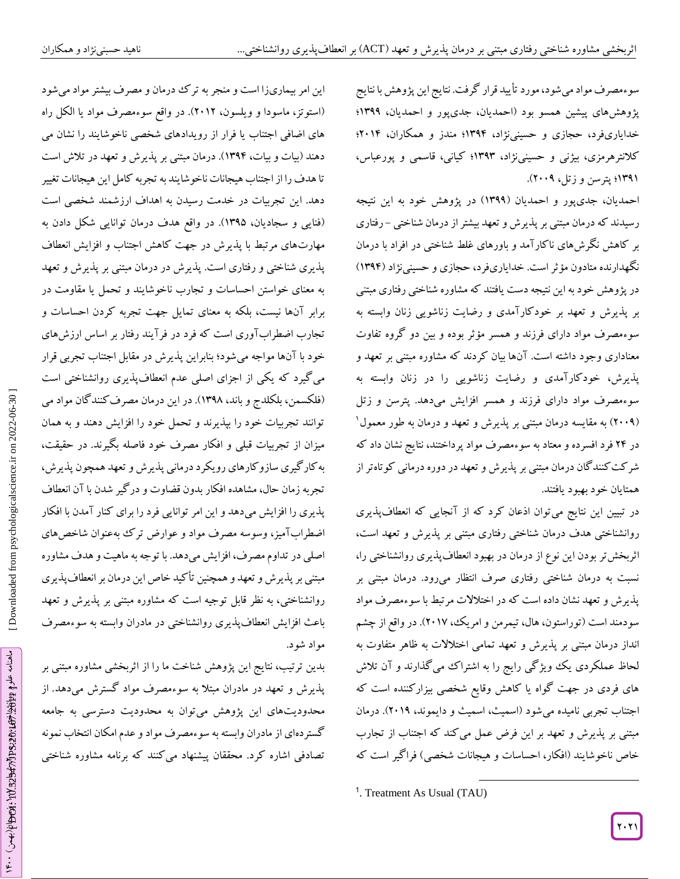سوءمصرف مواد می‌شود، مورد تأیید قرار گرفت. نتایج این پژوهش با نتایج پژوهش‌های پیشین همسو بود (احمدیان، جدی‌پور و احمدیان، ۱۳۹۹؛ خدایاری‌فرد، حجازی و حسینی‌نژاد، ۱۳۹۴؛ مندز و همکاران، ۲۰۱۴؛ کلانترهرمزی، بیژنی و حسینی‌نژاد، ۱۳۹۳؛ کیانی، قاسمی و پورعباس، ۱۳۹۱؛ پترسن و زتل، ۲۰۰۹).

احمدیان، جدی‌پور و احمدیان (۱۳۹۹) در پژوهش خود به این نتیجه رسیدند که درمان مبتنی بر پذیرش و تعهد بیشتر از درمان شناختی –رفتاری بر کاهش نگرش‌های ناکارآمد و باورهای غلط شناختی در افراد با درمان نگهدارنده متادون مؤثر است. خدایاری‌فرد، حجازی و حسینی‌نژاد (۱۳۹۴) در پژوهش خود به این نتیجه دست یافتند که مشاوره شناختی رفتاری مبتنی بر پذیرش و تعهد بر خودکارآمدی و رضایت زناشویی زنان وابسته به سوءمصرف مواد دارای فرزند و همسر مؤثر بوده و بین دو گروه تفاوت معناداری وجود داشته است. آن‌ها بیان کردند که مشاوره مبتنی بر تعهد و پذیرش، خودکارآمدی و رضایت زناشویی را در زنان وابسته به سوءمصرف مواد دارای فرزند و همسر افزایش می‌دهد. پترسن و زتل (۲۰۰۹) به مقایسه درمان مبتنی بر پذیرش و تعهد و درمان به طور معمول[1] در ۲۴ فرد افسرده و معتاد به سوءمصرف مواد پرداختند، نتایج نشان داد که شرکت‌کنندگان درمان مبتنی بر پذیرش و تعهد در دوره درمانی کوتاه‌تر از همتایان خود بهبود یافتند.

در تبیین این نتایج می‌توان اذعان کرد که از آنجایی که انعطاف‌پذیری روانشناختی هدف درمان شناختی رفتاری مبتنی بر پذیرش و تعهد است، اثربخش‌تر بودن این نوع از درمان در بهبود انعطاف‌پذیری روانشناختی را، نسبت به درمان شناختی رفتاری صرف انتظار می‌رود. درمان مبتنی بر پذیرش و تعهد نشان داده است که در اختلالات مرتبط با سوءمصرف مواد سودمند است (توراستون، هال، تیمرمن و امریک، ۲۰۱۷). در واقع از چشم انداز درمان مبتنی بر پذیرش و تعهد تمامی اختلالات به ظاهر متفاوت به لحاظ عملکردی یک ویژگی رایج را به اشتراک می‌گذارند و آن تلاش های فردی در جهت گواه یا کاهش وقایع شخصی بیزارکننده است که اجتناب تجربی نامیده می‌شود (اسمیث، اسمیث و دایموند، ۲۰۱۹). درمان مبتنی بر پذیرش و تعهد بر این فرض عمل می‌کند که اجتناب از تجارب خاص ناخوشایند (افکار، احساسات و هیجانات شخصی) فراگیر است که این امر بیماری‌زا است و منجر به ترک درمان و مصرف بیشتر مواد می‌شود (استوتز، ماسودا و ویلسون، ۲۰۱۲). در واقع سوءمصرف مواد یا الکل راه های اضافی اجتناب یا فرار از رویدادهای شخصی ناخوشایند را نشان می دهند (بیات و بیات، ۱۳۹۴). درمان مبتنی بر پذیرش و تعهد در تلاش است تا هدف را از اجتناب هیجانات ناخوشایند به تجربه کامل این هیجانات تغییر دهد. این تجربیات در خدمت رسیدن به اهداف ارزشمند شخصی است (فنایی و سجادیان، ۱۳۹۵). در واقع هدف درمان توانایی شکل دادن به مهارت‌های مرتبط با پذیرش در جهت کاهش اجتناب و افزایش انعطاف پذیری شناختی و رفتاری است. پذیرش در درمان مبتنی بر پذیرش و تعهد به معنای خواستن احساسات و تجارب ناخوشایند و تحمل یا مقاومت در برابر آن‌ها نیست، بلکه به معنای تمایل جهت تجربه کردن احساسات و تجارب اضطراب‌آوری است که فرد در فرآیند رفتار بر اساس ارزش‌های خود با آن‌ها مواجه می‌شود؛ بنابراین پذیرش در مقابل اجتناب تجربی قرار می‌گیرد که یکی از اجزای اصلی عدم انعطاف‌پذیری روانشناختی است (فلکسمن، بلکلدج و باند، ۱۳۹۸). در این درمان مصرف‌کنندگان مواد می توانند تجربیات خود را بپذیرند و تحمل خود را افزایش دهند و به همان میزان از تجربیات قبلی و افکار مصرف خود فاصله بگیرند. در حقیقت، به‌کارگیری سازوکارهای رویکرد درمانی پذیرش و تعهد همچون پذیرش، تجربه زمان حال، مشاهده افکار بدون قضاوت و درگیر شدن با آن انعطاف پذیری را افزایش می‌دهد و این امر توانایی فرد را برای کنار آمدن با افکار اضطراب‌آمیز، وسوسه مصرف مواد و عوارض ترک به‌عنوان شاخص‌های اصلی در تداوم مصرف، افزایش می‌دهد. با توجه به ماهیت و هدف مشاوره مبتنی بر پذیرش و تعهد و همچنین تأکید خاص این درمان بر انعطاف‌پذیری روانشناختی، به نظر قابل توجیه است که مشاوره مبتنی بر پذیرش و تعهد باعث افزایش انعطاف‌پذیری روانشناختی در مادران وابسته به سوءمصرف مواد شود.

بدین ترتیب، نتایج این پژوهش شناخت ما را از اثربخشی مشاوره مبتنی بر پذیرش و تعهد در مادران مبتلا به سوءمصرف مواد گسترش می‌دهد. از محدودیت‌های این پژوهش می‌توان به محدودیت دسترسی به جامعه گسترده‌ای از مادران وابسته به سوءمصرف مواد و عدم امکان انتخاب نمونه تصادفی اشاره کرد. محققان پیشنهاد می‌کنند که برنامه مشاوره شناختی

---

[1]. Treatment As Usual (TAU)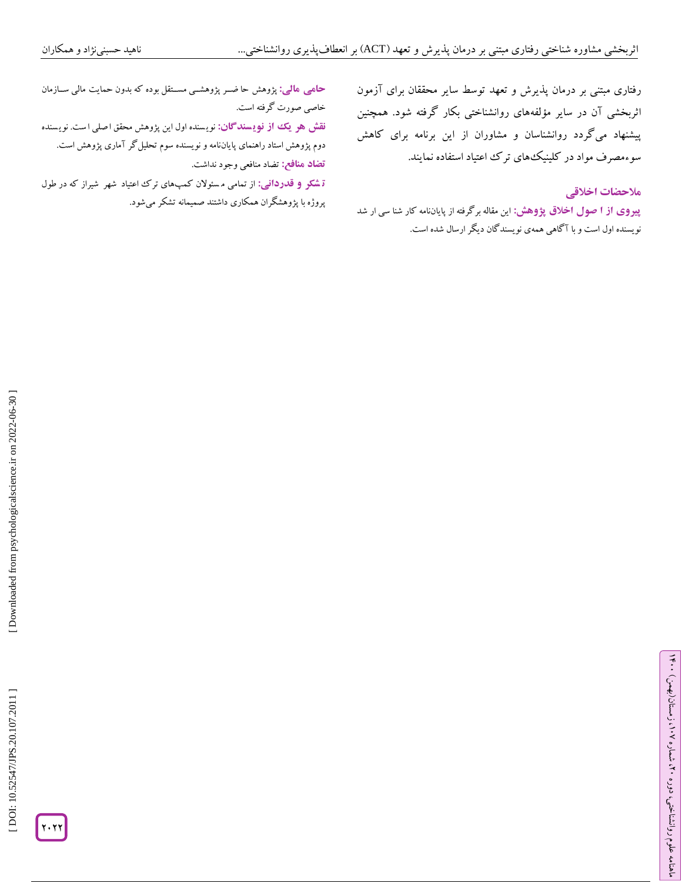رفتاری مبتنی بر درمان پذیرش و تعهد توسط سایر محققان برای آزمون اثربخشی آن در سایر مؤلفه‌های روانشناختی بکار گرفته شود. همچنین پیشنهاد می‌گردد روانشناسان و مشاوران از این برنامه برای کاهش سوءمصرف مواد در کلینیک‌های ترک اعتیاد استفاده نمایند.

## ملاحضات اخلاقی

**پیروی از اصول اخلاق پژوهش:** این مقاله برگرفته از پایان‌نامه کار شناسی ارشد نویسنده اول است و با آگاهی همه‌ی نویسندگان دیگر ارسال شده است.

**حامی مالی:** پژوهش حاضر پژوهشی مستقل بوده که بدون حمایت مالی سازمان خاصی صورت گرفته است.

**نقش هر یک از نویسندگان:** نویسنده اول این پژوهش محقق اصلی است. نویسنده دوم پژوهش استاد راهنمای پایان‌نامه و نویسنده سوم تحلیل‌گر آماری پژوهش است.

**تضاد منافع:** تضاد منافعی وجود نداشت.

**تشکر و قدردانی:** از تمامی مسئولان کمپ‌های ترک اعتیاد شهر شیراز که در طول پروژه با پژوهشگران همکاری داشتند صمیمانه تشکر می‌شود.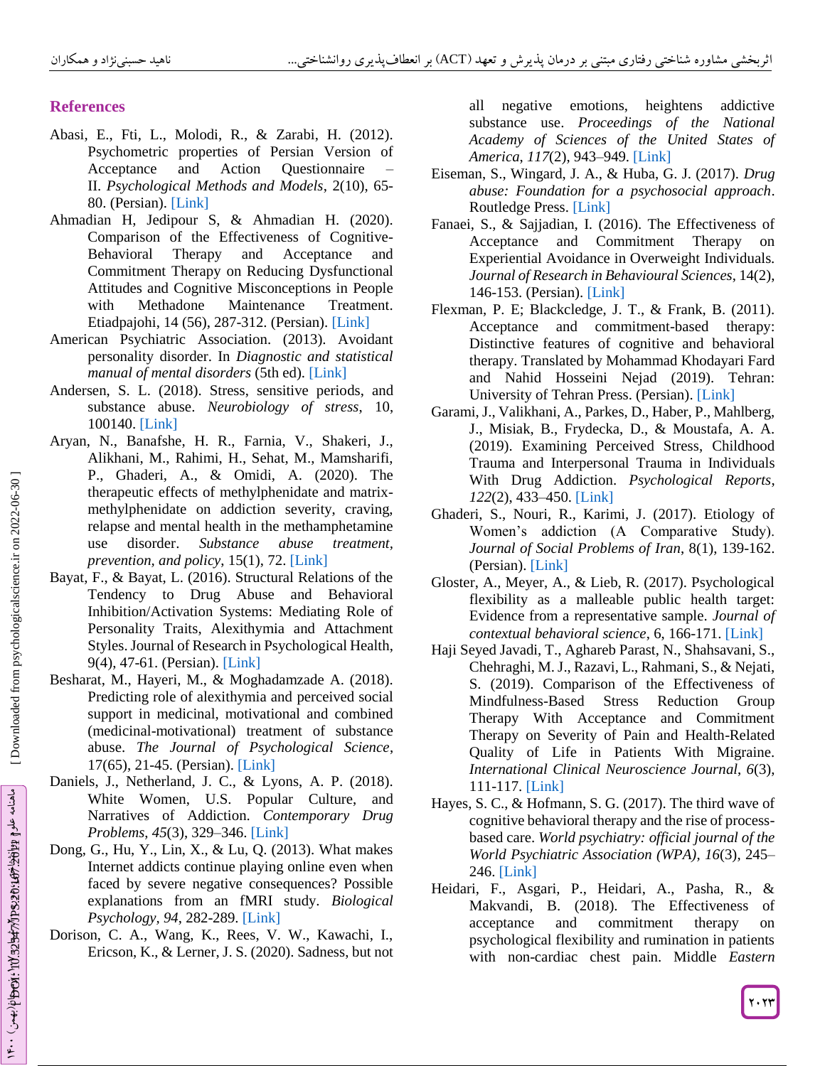## References

Abasi, E., Fti, L., Molodi, R., & Zarabi, H. (2012). Psychometric properties of Persian Version of Acceptance and Action Questionnaire – II. *Psychological Methods and Models*, 2(10), 65-80. (Persian). [Link]

Ahmadian H, Jedipour S, & Ahmadian H. (2020). Comparison of the Effectiveness of Cognitive-Behavioral Therapy and Acceptance and Commitment Therapy on Reducing Dysfunctional Attitudes and Cognitive Misconceptions in People with Methadone Maintenance Treatment. Etiadpajohi, 14 (56), 287-312. (Persian). [Link]

American Psychiatric Association. (2013). Avoidant personality disorder. In *Diagnostic and statistical manual of mental disorders* (5th ed). [Link]

Andersen, S. L. (2018). Stress, sensitive periods, and substance abuse. *Neurobiology of stress*, 10, 100140. [Link]

Aryan, N., Banafshe, H. R., Farnia, V., Shakeri, J., Alikhani, M., Rahimi, H., Sehat, M., Mamsharifi, P., Ghaderi, A., & Omidi, A. (2020). The therapeutic effects of methylphenidate and matrix-methylphenidate on addiction severity, craving, relapse and mental health in the methamphetamine use disorder. *Substance abuse treatment, prevention, and policy*, 15(1), 72. [Link]

Bayat, F., & Bayat, L. (2016). Structural Relations of the Tendency to Drug Abuse and Behavioral Inhibition/Activation Systems: Mediating Role of Personality Traits, Alexithymia and Attachment Styles. Journal of Research in Psychological Health, 9(4), 47-61. (Persian). [Link]

Besharat, M., Hayeri, M., & Moghadamzade A. (2018). Predicting role of alexithymia and perceived social support in medicinal, motivational and combined (medicinal-motivational) treatment of substance abuse. *The Journal of Psychological Science*, 17(65), 21-45. (Persian). [Link]

Daniels, J., Netherland, J. C., & Lyons, A. P. (2018). White Women, U.S. Popular Culture, and Narratives of Addiction. *Contemporary Drug Problems*, *45*(3), 329–346. [Link]

Dong, G., Hu, Y., Lin, X., & Lu, Q. (2013). What makes Internet addicts continue playing online even when faced by severe negative consequences? Possible explanations from an fMRI study. *Biological Psychology*, *94*, 282-289. [Link]

Dorison, C. A., Wang, K., Rees, V. W., Kawachi, I., Ericson, K., & Lerner, J. S. (2020). Sadness, but not all negative emotions, heightens addictive substance use. *Proceedings of the National Academy of Sciences of the United States of America*, *117*(2), 943–949. [Link]

Eiseman, S., Wingard, J. A., & Huba, G. J. (2017). *Drug abuse: Foundation for a psychosocial approach*. Routledge Press. [Link]

Fanaei, S., & Sajjadian, I. (2016). The Effectiveness of Acceptance and Commitment Therapy on Experiential Avoidance in Overweight Individuals. *Journal of Research in Behavioural Sciences*, 14(2), 146-153. (Persian). [Link]

Flexman, P. E; Blackcledge, J. T., & Frank, B. (2011). Acceptance and commitment-based therapy: Distinctive features of cognitive and behavioral therapy. Translated by Mohammad Khodayari Fard and Nahid Hosseini Nejad (2019). Tehran: University of Tehran Press. (Persian). [Link]

Garami, J., Valikhani, A., Parkes, D., Haber, P., Mahlberg, J., Misiak, B., Frydecka, D., & Moustafa, A. A. (2019). Examining Perceived Stress, Childhood Trauma and Interpersonal Trauma in Individuals With Drug Addiction. *Psychological Reports*, *122*(2), 433–450. [Link]

Ghaderi, S., Nouri, R., Karimi, J. (2017). Etiology of Women's addiction (A Comparative Study). *Journal of Social Problems of Iran*, 8(1), 139-162. (Persian). [Link]

Gloster, A., Meyer, A., & Lieb, R. (2017). Psychological flexibility as a malleable public health target: Evidence from a representative sample. *Journal of contextual behavioral science*, 6, 166-171. [Link]

Haji Seyed Javadi, T., Aghareb Parast, N., Shahsavani, S., Chehraghi, M. J., Razavi, L., Rahmani, S., & Nejati, S. (2019). Comparison of the Effectiveness of Mindfulness-Based Stress Reduction Group Therapy With Acceptance and Commitment Therapy on Severity of Pain and Health-Related Quality of Life in Patients With Migraine. *International Clinical Neuroscience Journal*, *6*(3), 111-117. [Link]

Hayes, S. C., & Hofmann, S. G. (2017). The third wave of cognitive behavioral therapy and the rise of process-based care. *World psychiatry: official journal of the World Psychiatric Association (WPA)*, *16*(3), 245–246. [Link]

Heidari, F., Asgari, P., Heidari, A., Pasha, R., & Makvandi, B. (2018). The Effectiveness of acceptance and commitment therapy on psychological flexibility and rumination in patients with non-cardiac chest pain. Middle *Eastern*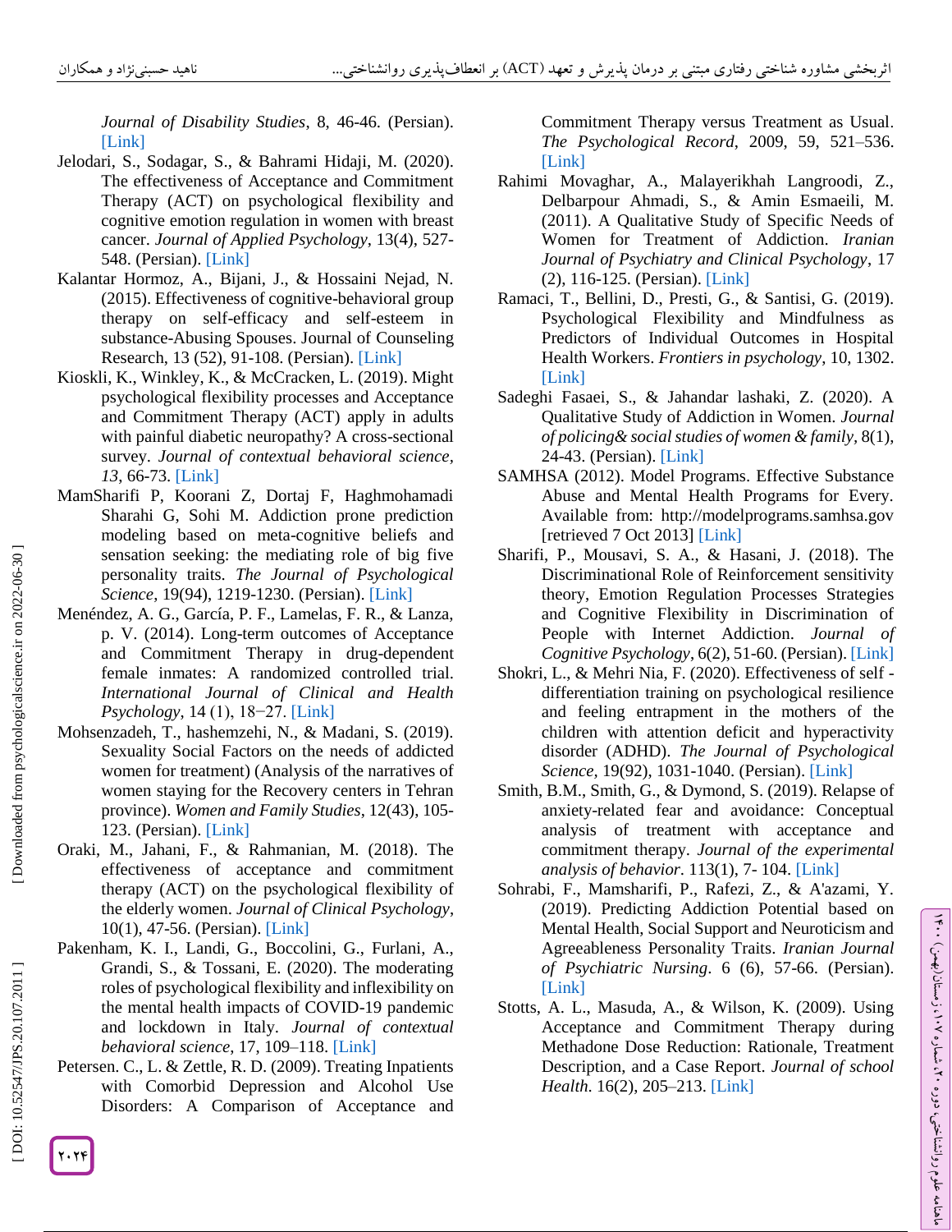*Journal of Disability Studies*, 8, 46-46. (Persian). [Link]

Jelodari, S., Sodagar, S., & Bahrami Hidaji, M. (2020). The effectiveness of Acceptance and Commitment Therapy (ACT) on psychological flexibility and cognitive emotion regulation in women with breast cancer. *Journal of Applied Psychology*, 13(4), 527-548. (Persian). [Link]

Kalantar Hormoz, A., Bijani, J., & Hossaini Nejad, N. (2015). Effectiveness of cognitive-behavioral group therapy on self-efficacy and self-esteem in substance-Abusing Spouses. Journal of Counseling Research, 13 (52), 91-108. (Persian). [Link]

Kioskli, K., Winkley, K., & McCracken, L. (2019). Might psychological flexibility processes and Acceptance and Commitment Therapy (ACT) apply in adults with painful diabetic neuropathy? A cross-sectional survey. *Journal of contextual behavioral science, 13*, 66-73. [Link]

MamSharifi P, Koorani Z, Dortaj F, Haghmohamadi Sharahi G, Sohi M. Addiction prone prediction modeling based on meta-cognitive beliefs and sensation seeking: the mediating role of big five personality traits. *The Journal of Psychological Science*, 19(94), 1219-1230. (Persian). [Link]

Menéndez, A. G., García, P. F., Lamelas, F. R., & Lanza, p. V. (2014). Long-term outcomes of Acceptance and Commitment Therapy in drug-dependent female inmates: A randomized controlled trial. *International Journal of Clinical and Health Psychology*, 14 (1), 18−27. [Link]

Mohsenzadeh, T., hashemzehi, N., & Madani, S. (2019). Sexuality Social Factors on the needs of addicted women for treatment) (Analysis of the narratives of women staying for the Recovery centers in Tehran province). *Women and Family Studies*, 12(43), 105-123. (Persian). [Link]

Oraki, M., Jahani, F., & Rahmanian, M. (2018). The effectiveness of acceptance and commitment therapy (ACT) on the psychological flexibility of the elderly women. *Journal of Clinical Psychology*, 10(1), 47-56. (Persian). [Link]

Pakenham, K. I., Landi, G., Boccolini, G., Furlani, A., Grandi, S., & Tossani, E. (2020). The moderating roles of psychological flexibility and inflexibility on the mental health impacts of COVID-19 pandemic and lockdown in Italy. *Journal of contextual behavioral science*, 17, 109–118. [Link]

Petersen. C., L. & Zettle, R. D. (2009). Treating Inpatients with Comorbid Depression and Alcohol Use Disorders: A Comparison of Acceptance and Commitment Therapy versus Treatment as Usual. *The Psychological Record*, 2009, 59, 521–536. [Link]

Rahimi Movaghar, A., Malayerikhah Langroodi, Z., Delbarpour Ahmadi, S., & Amin Esmaeili, M. (2011). A Qualitative Study of Specific Needs of Women for Treatment of Addiction. *Iranian Journal of Psychiatry and Clinical Psychology*, 17 (2), 116-125. (Persian). [Link]

Ramaci, T., Bellini, D., Presti, G., & Santisi, G. (2019). Psychological Flexibility and Mindfulness as Predictors of Individual Outcomes in Hospital Health Workers. *Frontiers in psychology*, 10, 1302. [Link]

Sadeghi Fasaei, S., & Jahandar lashaki, Z. (2020). A Qualitative Study of Addiction in Women. *Journal of policing& social studies of women & family*, 8(1), 24-43. (Persian). [Link]

SAMHSA (2012). Model Programs. Effective Substance Abuse and Mental Health Programs for Every. Available from: http://modelprograms.samhsa.gov [retrieved 7 Oct 2013] [Link]

Sharifi, P., Mousavi, S. A., & Hasani, J. (2018). The Discriminational Role of Reinforcement sensitivity theory, Emotion Regulation Processes Strategies and Cognitive Flexibility in Discrimination of People with Internet Addiction. *Journal of Cognitive Psychology*, 6(2), 51-60. (Persian). [Link]

Shokri, L., & Mehri Nia, F. (2020). Effectiveness of self - differentiation training on psychological resilience and feeling entrapment in the mothers of the children with attention deficit and hyperactivity disorder (ADHD). *The Journal of Psychological Science*, 19(92), 1031-1040. (Persian). [Link]

Smith, B.M., Smith, G., & Dymond, S. (2019). Relapse of anxiety-related fear and avoidance: Conceptual analysis of treatment with acceptance and commitment therapy. *Journal of the experimental analysis of behavior*. 113(1), 7- 104. [Link]

Sohrabi, F., Mamsharifi, P., Rafezi, Z., & A'azami, Y. (2019). Predicting Addiction Potential based on Mental Health, Social Support and Neuroticism and Agreeableness Personality Traits. *Iranian Journal of Psychiatric Nursing*. 6 (6), 57-66. (Persian). [Link]

Stotts, A. L., Masuda, A., & Wilson, K. (2009). Using Acceptance and Commitment Therapy during Methadone Dose Reduction: Rationale, Treatment Description, and a Case Report. *Journal of school Health*. 16(2), 205–213. [Link]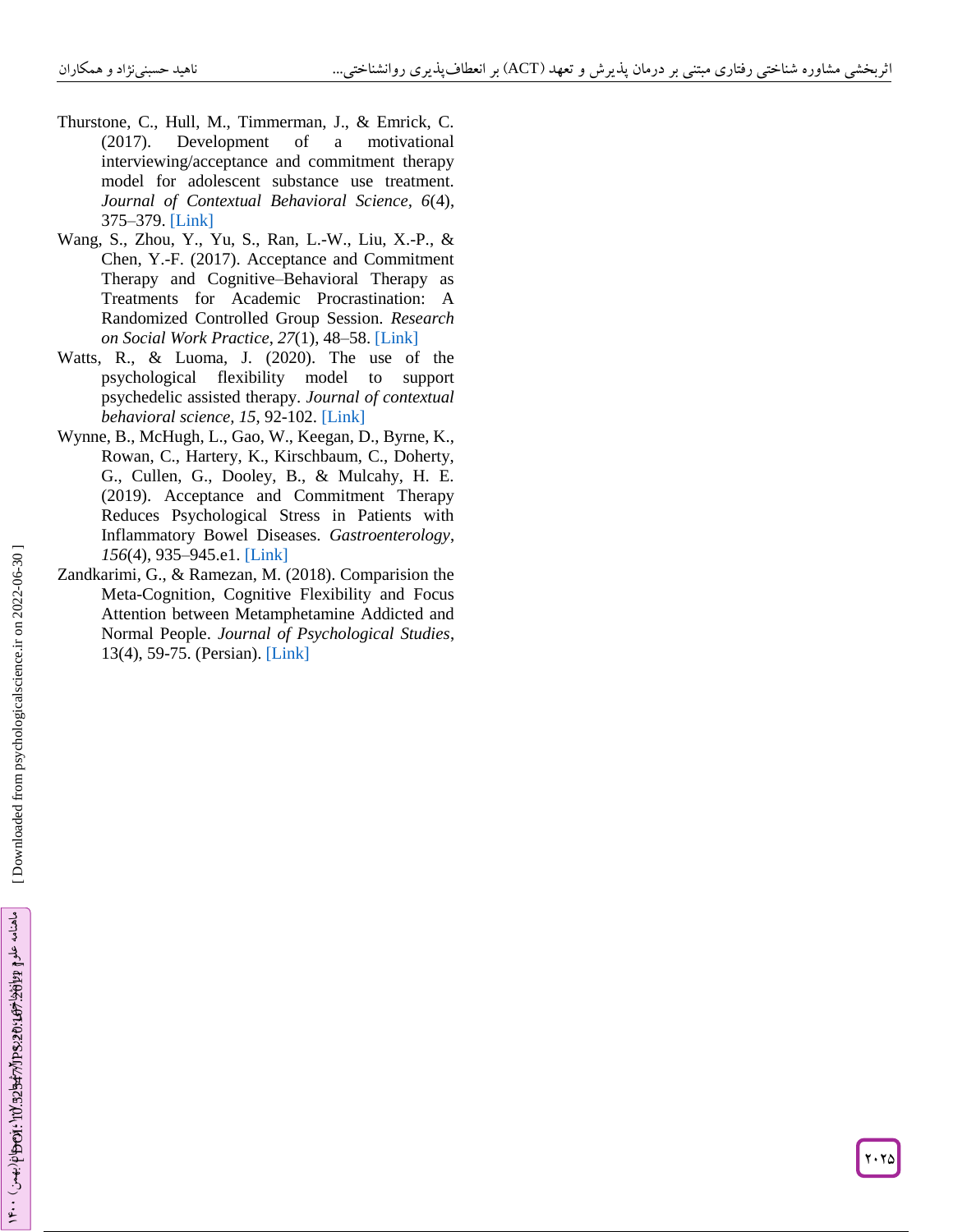Thurstone, C., Hull, M., Timmerman, J., & Emrick, C. (2017). Development of a motivational interviewing/acceptance and commitment therapy model for adolescent substance use treatment. *Journal of Contextual Behavioral Science*, *6*(4), 375–379. [Link]

Wang, S., Zhou, Y., Yu, S., Ran, L.-W., Liu, X.-P., & Chen, Y.-F. (2017). Acceptance and Commitment Therapy and Cognitive–Behavioral Therapy as Treatments for Academic Procrastination: A Randomized Controlled Group Session. *Research on Social Work Practice*, *27*(1), 48–58. [Link]

Watts, R., & Luoma, J. (2020). The use of the psychological flexibility model to support psychedelic assisted therapy. *Journal of contextual behavioral science*, *15*, 92-102. [Link]

Wynne, B., McHugh, L., Gao, W., Keegan, D., Byrne, K., Rowan, C., Hartery, K., Kirschbaum, C., Doherty, G., Cullen, G., Dooley, B., & Mulcahy, H. E. (2019). Acceptance and Commitment Therapy Reduces Psychological Stress in Patients with Inflammatory Bowel Diseases. *Gastroenterology*, *156*(4), 935–945.e1. [Link]

Zandkarimi, G., & Ramezan, M. (2018). Comparision the Meta-Cognition, Cognitive Flexibility and Focus Attention between Metamphetamine Addicted and Normal People. *Journal of Psychological Studies*, 13(4), 59-75. (Persian). [Link]